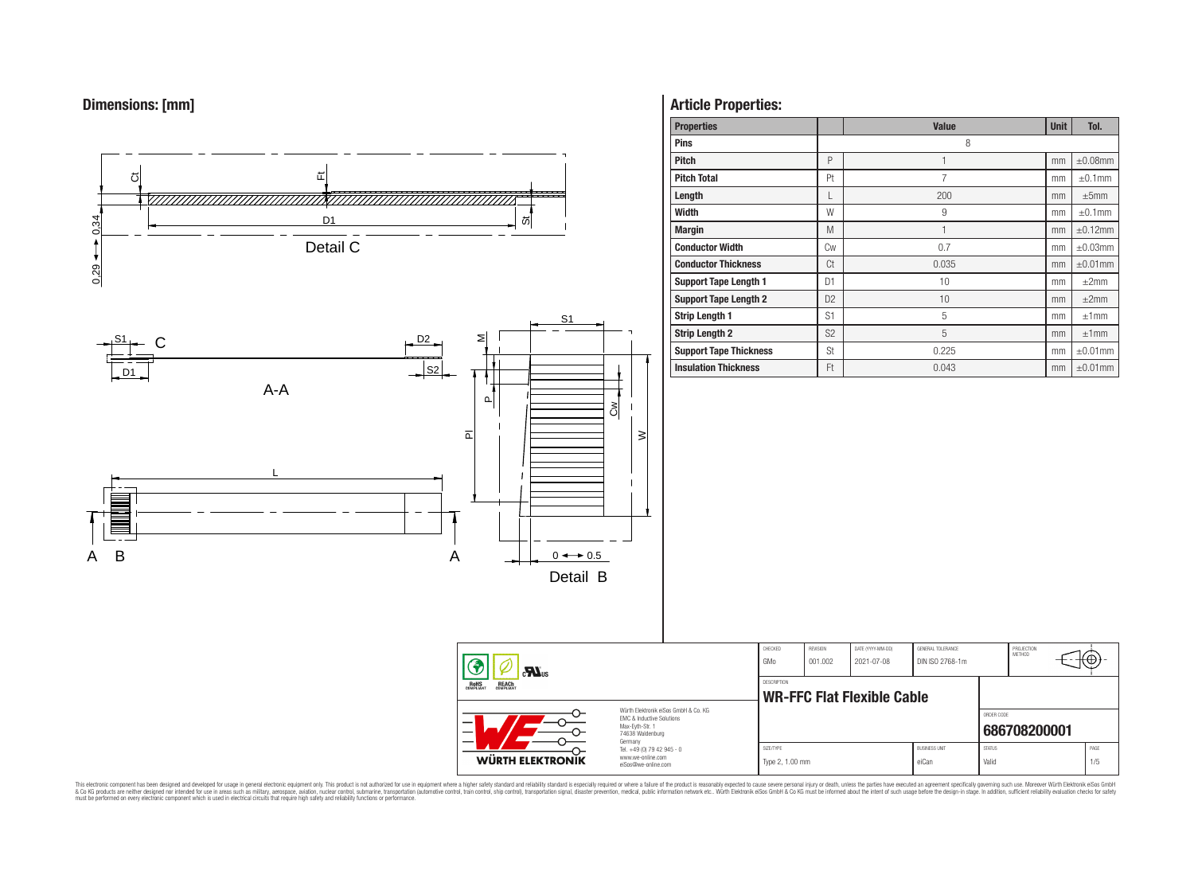## Dimensions: [mm]

Detail C

A-A

Detail B

## Article Properties:

| Properties | | Value | Unit | Tol. |
|---|---|---|---|---|
| Pins | | 8 | | |
| Pitch | P | 1 | mm | ±0.08mm |
| Pitch Total | Pt | 7 | mm | ±0.1mm |
| Length | L | 200 | mm | ±5mm |
| Width | W | 9 | mm | ±0.1mm |
| Margin | M | 1 | mm | ±0.12mm |
| Conductor Width | Cw | 0.7 | mm | ±0.03mm |
| Conductor Thickness | Ct | 0.035 | mm | ±0.01mm |
| Support Tape Length 1 | D1 | 10 | mm | ±2mm |
| Support Tape Length 2 | D2 | 10 | mm | ±2mm |
| Strip Length 1 | S1 | 5 | mm | ±1mm |
| Strip Length 2 | S2 | 5 | mm | ±1mm |
| Support Tape Thickness | St | 0.225 | mm | ±0.01mm |
| Insulation Thickness | Ft | 0.043 | mm | ±0.01mm |

| CHECKED | REVISION | DATE (YYYY-MM-DD) | GENERAL TOLERANCE | PROJECTION METHOD |
|---|---|---|---|---|
| GMo | 001.002 | 2021-07-08 | DIN ISO 2768-1m | |

DESCRIPTION: **WR-FFC Flat Flexible Cable**

ORDER CODE: **686708200001**

| SIZE/TYPE | BUSINESS UNIT | STATUS | PAGE |
|---|---|---|---|
| Type 2, 1.00 mm | eiCan | Valid | 1/5 |

Würth Elektronik eiSos GmbH & Co. KG
EMC & Inductive Solutions
Max-Eyth-Str. 1
74638 Waldenburg
Germany
Tel. +49 (0) 79 42 945 - 0
www.we-online.com
eiSos@we-online.com

This electronic component has been designed and developed for usage in general electronic equipment only. This product is not authorized for use in equipment where a higher safety standard and reliability standard is especially required or where a failure of the product is reasonably expected to cause severe personal injury or death, unless the parties have executed an agreement specifically governing such use. Moreover Würth Elektronik eiSos GmbH & Co KG products are neither designed nor intended for use in areas such as military, aerospace, aviation, nuclear control, submarine, transportation (automotive control, train control, ship control), transportation signal, disaster prevention, medical, public information network etc.. Würth Elektronik eiSos GmbH & Co KG must be informed about the intent of such usage before the design-in stage. In addition, sufficient reliability evaluation checks for safety must be performed on every electronic component which is used in electrical circuits that require high safety and reliability functions or performance.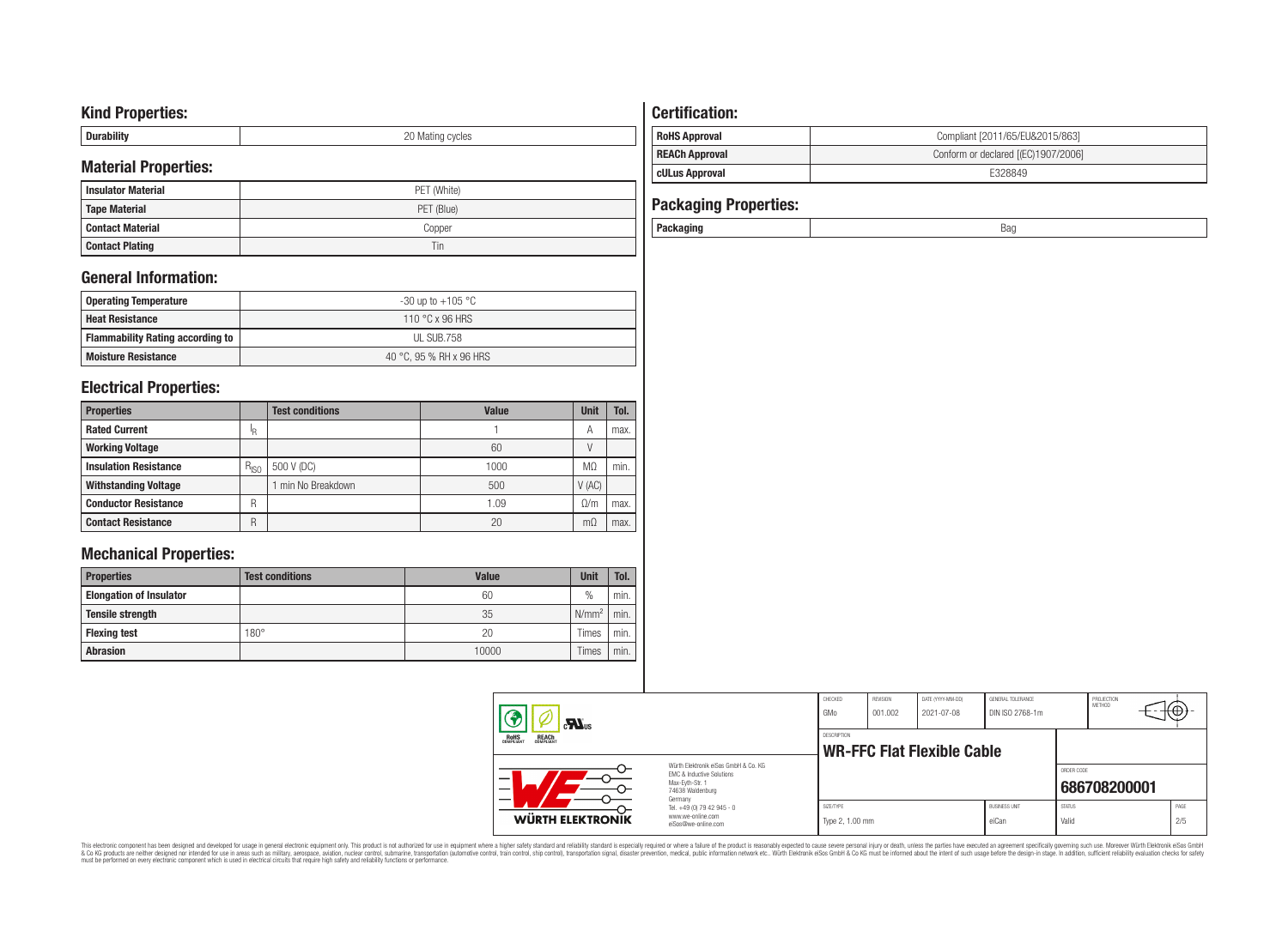## Kind Properties:

| Durability | 20 Mating cycles |
|---|---|

## Material Properties:

| Insulator Material | PET (White) |
|---|---|
| Tape Material | PET (Blue) |
| Contact Material | Copper |
| Contact Plating | Tin |

## General Information:

| Operating Temperature | -30 up to +105 °C |
|---|---|
| Heat Resistance | 110 °C x 96 HRS |
| Flammability Rating according to | UL SUB.758 |
| Moisture Resistance | 40 °C, 95 % RH x 96 HRS |

## Electrical Properties:

| Properties | | Test conditions | Value | Unit | Tol. |
|---|---|---|---|---|---|
| Rated Current | $I_R$ | | 1 | A | max. |
| Working Voltage | | | 60 | V | |
| Insulation Resistance | $R_{ISO}$ | 500 V (DC) | 1000 | MΩ | min. |
| Withstanding Voltage | | 1 min No Breakdown | 500 | V (AC) | |
| Conductor Resistance | R | | 1.09 | Ω/m | max. |
| Contact Resistance | R | | 20 | mΩ | max. |

## Mechanical Properties:

| Properties | Test conditions | Value | Unit | Tol. |
|---|---|---|---|---|
| Elongation of Insulator | | 60 | % | min. |
| Tensile strength | | 35 | $N/mm^2$ | min. |
| Flexing test | 180° | 20 | Times | min. |
| Abrasion | | 10000 | Times | min. |

## Certification:

| RoHS Approval | Compliant [2011/65/EU&2015/863] |
|---|---|
| REACh Approval | Conform or declared [(EC)1907/2006] |
| cULus Approval | E328849 |

## Packaging Properties:

| Packaging | Bag |
|---|---|

| CHECKED | REVISION | DATE (YYYY-MM-DD) | GENERAL TOLERANCE | PROJECTION METHOD |
|---|---|---|---|---|
| GMo | 001.002 | 2021-07-08 | DIN ISO 2768-1m | |

DESCRIPTION: **WR-FFC Flat Flexible Cable**

ORDER CODE: **686708200001**

| SIZE/TYPE | BUSINESS UNIT | STATUS | PAGE |
|---|---|---|---|
| Type 2, 1.00 mm | eiCan | Valid | 2/5 |

Würth Elektronik eiSos GmbH & Co. KG
EMC & Inductive Solutions
Max-Eyth-Str. 1
74638 Waldenburg
Germany
Tel. +49 (0) 79 42 945 - 0
www.we-online.com
eiSos@we-online.com

This electronic component has been designed and developed for usage in general electronic equipment only. This product is not authorized for use in equipment where a higher safety standard and reliability standard is especially required or where a failure of the product is reasonably expected to cause severe personal injury or death, unless the parties have executed an agreement specifically governing such use. Moreover Würth Elektronik eiSos GmbH & Co KG products are neither designed nor intended for use in areas such as military, aerospace, aviation, nuclear control, submarine, transportation (automotive control, train control, ship control), transportation signal, disaster prevention, medical, public information network etc.. Würth Elektronik eiSos GmbH & Co KG must be informed about the intent of such usage before the design-in stage. In addition, sufficient reliability evaluation checks for safety must be performed on every electronic component which is used in electrical circuits that require high safety and reliability functions or performance.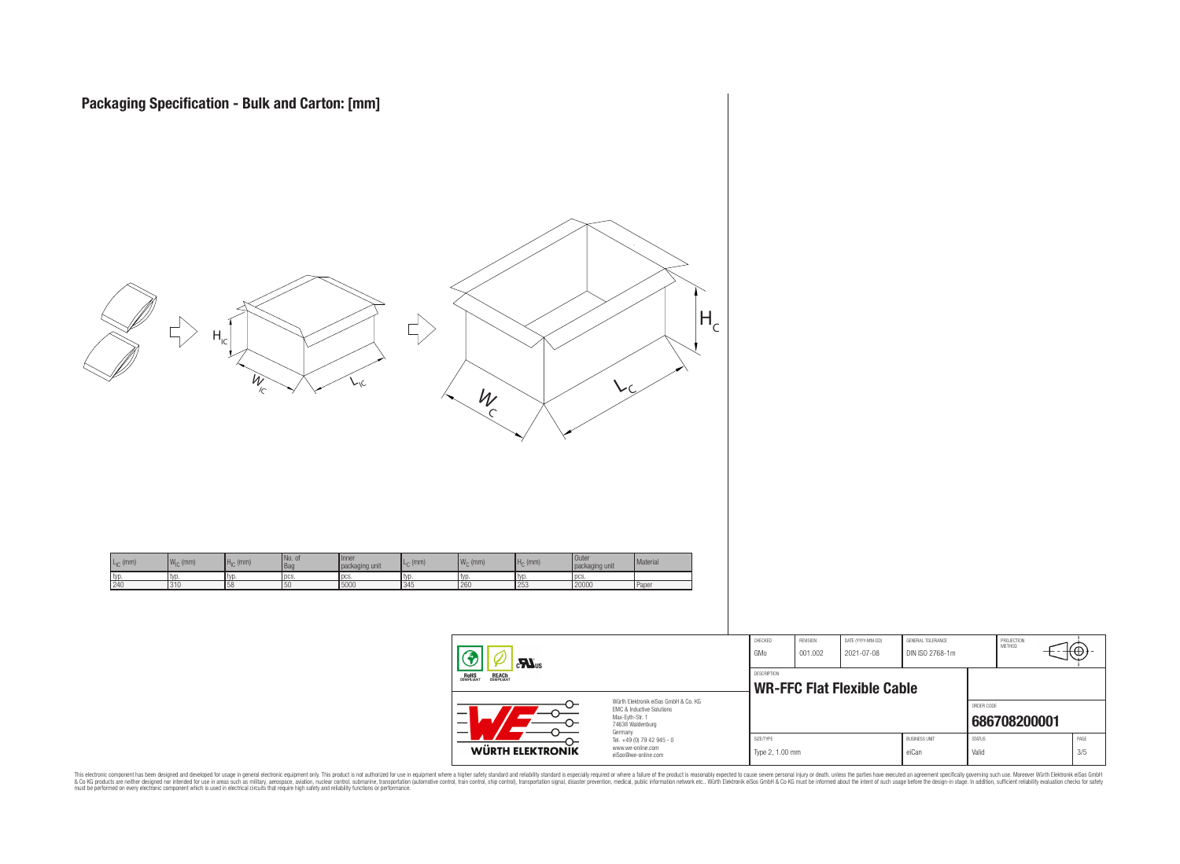# Packaging Specification - Bulk and Carton: [mm]

| $L_{IC}$ (mm) | $W_{IC}$ (mm) | $H_{IC}$ (mm) | No. of Bag | Inner packaging unit | $L_C$ (mm) | $W_C$ (mm) | $H_C$ (mm) | Outer packaging unit | Material |
|---|---|---|---|---|---|---|---|---|---|
| typ. | typ. | typ. | pcs. | pcs. | typ. | typ. | typ. | pcs. | |
| 240 | 310 | 58 | 50 | 5000 | 345 | 260 | 253 | 20000 | Paper |

| CHECKED | REVISION | DATE (YYYY-MM-DD) | GENERAL TOLERANCE | PROJECTION METHOD |
|---|---|---|---|---|
| GMo | 001.002 | 2021-07-08 | DIN ISO 2768-1m | |

DESCRIPTION
**WR-FFC Flat Flexible Cable**

ORDER CODE
**686708200001**

| SIZE/TYPE | BUSINESS UNIT | STATUS | PAGE |
|---|---|---|---|
| Type 2, 1.00 mm | eiCan | Valid | 3/5 |

Würth Elektronik eiSos GmbH & Co. KG
EMC & Inductive Solutions
Max-Eyth-Str. 1
74638 Waldenburg
Germany
Tel. +49 (0) 79 42 945 - 0
www.we-online.com
eiSos@we-online.com

WÜRTH ELEKTRONIK

This electronic component has been designed and developed for usage in general electronic equipment only. This product is not authorized for use in equipment where a higher safety standard and reliability standard is especially required or where a failure of the product is reasonably expected to cause severe personal injury or death, unless the parties have executed an agreement specifically governing such use. Moreover Würth Elektronik eiSos GmbH & Co KG products are neither designed nor intended for use in areas such as military, aerospace, aviation, nuclear control, submarine, transportation (automotive control, train control, ship control), transportation signal, disaster prevention, medical, public information network etc.. Würth Elektronik eiSos GmbH & Co KG must be informed about the intent of such usage before the design-in stage. In addition, sufficient reliability evaluation checks for safety must be performed on every electronic component which is used in electrical circuits that require high safety and reliability functions or performance.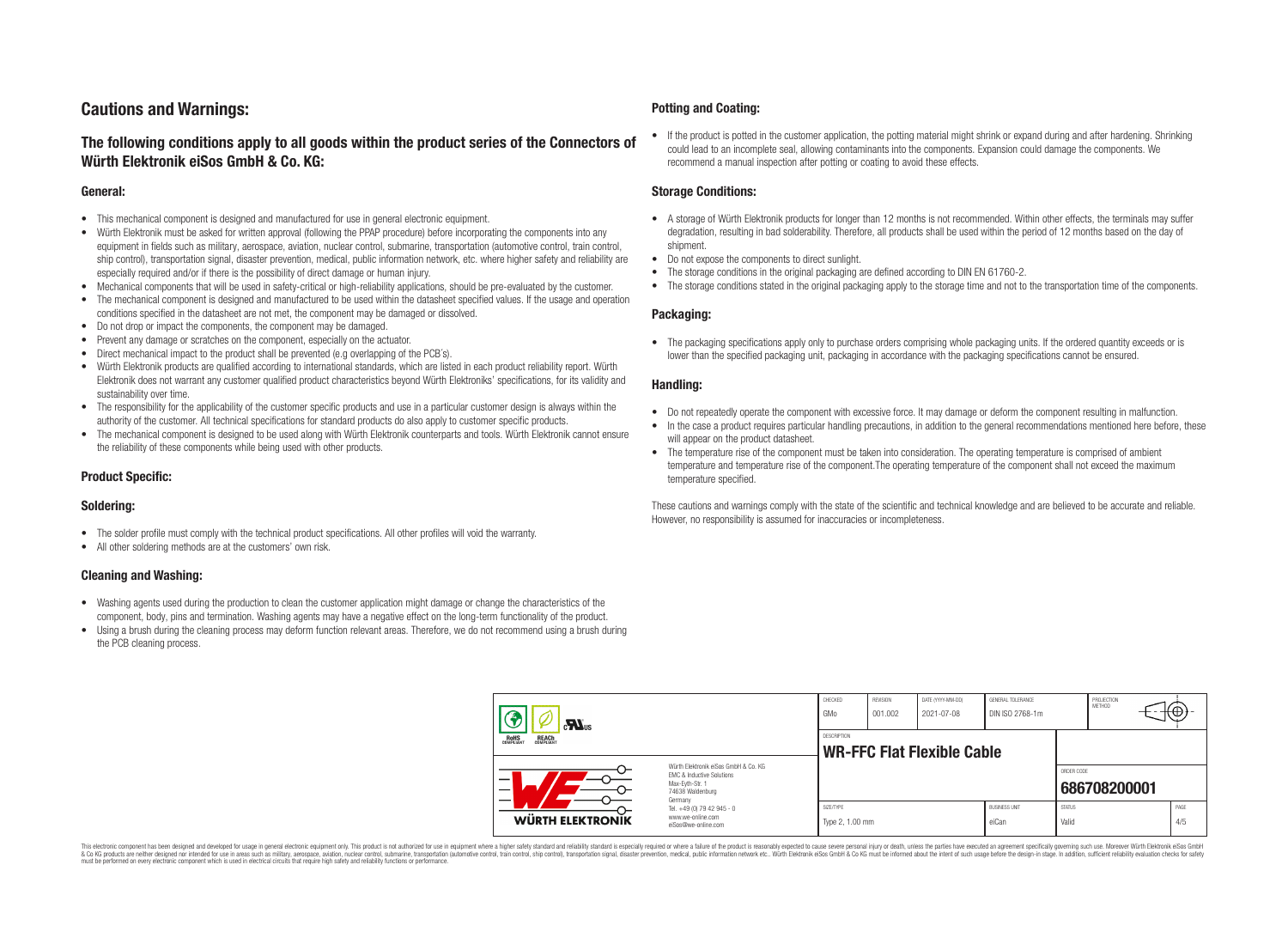# Cautions and Warnings:

## The following conditions apply to all goods within the product series of the Connectors of Würth Elektronik eiSos GmbH & Co. KG:

### General:

- This mechanical component is designed and manufactured for use in general electronic equipment.
- Würth Elektronik must be asked for written approval (following the PPAP procedure) before incorporating the components into any equipment in fields such as military, aerospace, aviation, nuclear control, submarine, transportation (automotive control, train control, ship control), transportation signal, disaster prevention, medical, public information network, etc. where higher safety and reliability are especially required and/or if there is the possibility of direct damage or human injury.
- Mechanical components that will be used in safety-critical or high-reliability applications, should be pre-evaluated by the customer.
- The mechanical component is designed and manufactured to be used within the datasheet specified values. If the usage and operation conditions specified in the datasheet are not met, the component may be damaged or dissolved.
- Do not drop or impact the components, the component may be damaged.
- Prevent any damage or scratches on the component, especially on the actuator.
- Direct mechanical impact to the product shall be prevented (e.g overlapping of the PCB's).
- Würth Elektronik products are qualified according to international standards, which are listed in each product reliability report. Würth Elektronik does not warrant any customer qualified product characteristics beyond Würth Elektroniks' specifications, for its validity and sustainability over time.
- The responsibility for the applicability of the customer specific products and use in a particular customer design is always within the authority of the customer. All technical specifications for standard products do also apply to customer specific products.
- The mechanical component is designed to be used along with Würth Elektronik counterparts and tools. Würth Elektronik cannot ensure the reliability of these components while being used with other products.

### Product Specific:

### Soldering:

- The solder profile must comply with the technical product specifications. All other profiles will void the warranty.
- All other soldering methods are at the customers' own risk.

### Cleaning and Washing:

- Washing agents used during the production to clean the customer application might damage or change the characteristics of the component, body, pins and termination. Washing agents may have a negative effect on the long-term functionality of the product.
- Using a brush during the cleaning process may deform function relevant areas. Therefore, we do not recommend using a brush during the PCB cleaning process.

### Potting and Coating:

- If the product is potted in the customer application, the potting material might shrink or expand during and after hardening. Shrinking could lead to an incomplete seal, allowing contaminants into the components. Expansion could damage the components. We recommend a manual inspection after potting or coating to avoid these effects.

### Storage Conditions:

- A storage of Würth Elektronik products for longer than 12 months is not recommended. Within other effects, the terminals may suffer degradation, resulting in bad solderability. Therefore, all products shall be used within the period of 12 months based on the day of shipment.
- Do not expose the components to direct sunlight.
- The storage conditions in the original packaging are defined according to DIN EN 61760-2.
- The storage conditions stated in the original packaging apply to the storage time and not to the transportation time of the components.

### Packaging:

- The packaging specifications apply only to purchase orders comprising whole packaging units. If the ordered quantity exceeds or is lower than the specified packaging unit, packaging in accordance with the packaging specifications cannot be ensured.

### Handling:

- Do not repeatedly operate the component with excessive force. It may damage or deform the component resulting in malfunction.
- In the case a product requires particular handling precautions, in addition to the general recommendations mentioned here before, these will appear on the product datasheet.
- The temperature rise of the component must be taken into consideration. The operating temperature is comprised of ambient temperature and temperature rise of the component.The operating temperature of the component shall not exceed the maximum temperature specified.

These cautions and warnings comply with the state of the scientific and technical knowledge and are believed to be accurate and reliable. However, no responsibility is assumed for inaccuracies or incompleteness.

| CHECKED | REVISION | DATE (YYYY-MM-DD) | GENERAL TOLERANCE | PROJECTION METHOD |
|---|---|---|---|---|
| GMo | 001.002 | 2021-07-08 | DIN ISO 2768-1m | |

DESCRIPTION: **WR-FFC Flat Flexible Cable**

Würth Elektronik eiSos GmbH & Co. KG
EMC & Inductive Solutions
Max-Eyth-Str. 1
74638 Waldenburg
Germany
Tel. +49 (0) 79 42 945 - 0
www.we-online.com
eiSos@we-online.com

ORDER CODE: **686708200001**

| SIZE/TYPE | BUSINESS UNIT | STATUS | PAGE |
|---|---|---|---|
| Type 2, 1.00 mm | eiCan | Valid | 4/5 |

This electronic component has been designed and developed for usage in general electronic equipment only. This product is not authorized for use in equipment where a higher safety standard and reliability standard is especially required or where a failure of the product is reasonably expected to cause severe personal injury or death, unless the parties have executed an agreement specifically governing such use. Moreover Würth Elektronik eiSos GmbH & Co KG products are neither designed nor intended for use in areas such as military, aerospace, aviation, nuclear control, submarine, transportation (automotive control, train control, ship control), transportation signal, disaster prevention, medical, public information network etc.. Würth Elektronik eiSos GmbH & Co KG must be informed about the intent of such usage before the design-in stage. In addition, sufficient reliability evaluation checks for safety must be performed on every electronic component which is used in electrical circuits that require high safety and reliability functions or performance.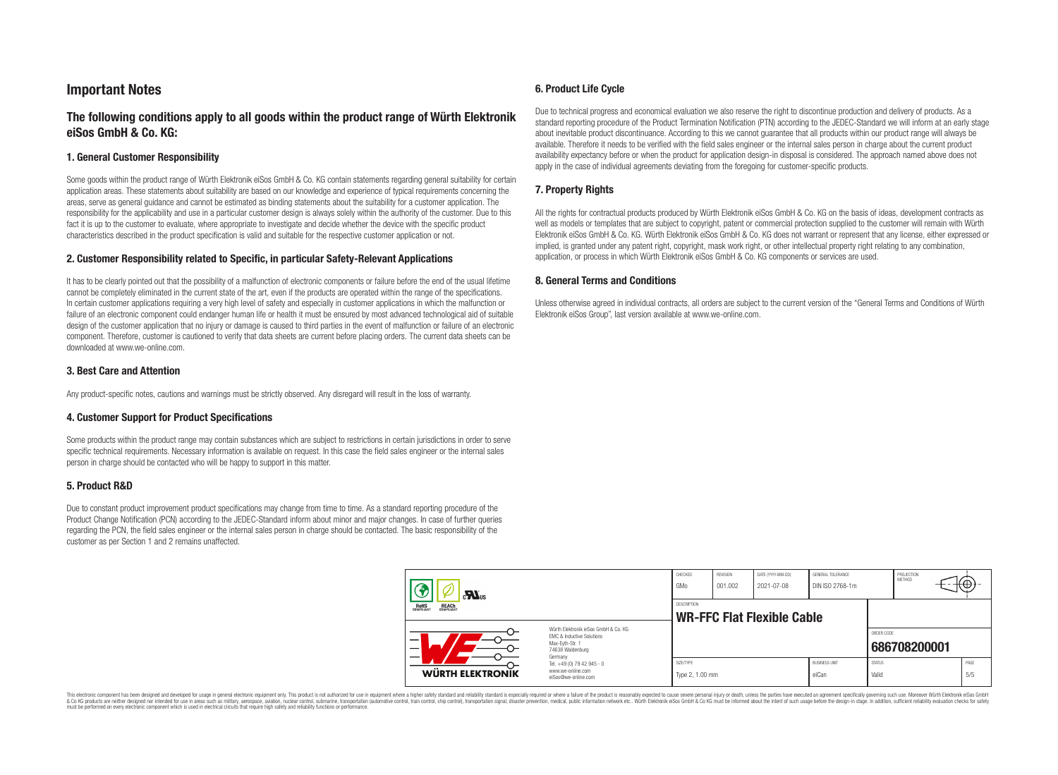# Important Notes

## The following conditions apply to all goods within the product range of Würth Elektronik eiSos GmbH & Co. KG:

### 1. General Customer Responsibility

Some goods within the product range of Würth Elektronik eiSos GmbH & Co. KG contain statements regarding general suitability for certain application areas. These statements about suitability are based on our knowledge and experience of typical requirements concerning the areas, serve as general guidance and cannot be estimated as binding statements about the suitability for a customer application. The responsibility for the applicability and use in a particular customer design is always solely within the authority of the customer. Due to this fact it is up to the customer to evaluate, where appropriate to investigate and decide whether the device with the specific product characteristics described in the product specification is valid and suitable for the respective customer application or not.

### 2. Customer Responsibility related to Specific, in particular Safety-Relevant Applications

It has to be clearly pointed out that the possibility of a malfunction of electronic components or failure before the end of the usual lifetime cannot be completely eliminated in the current state of the art, even if the products are operated within the range of the specifications. In certain customer applications requiring a very high level of safety and especially in customer applications in which the malfunction or failure of an electronic component could endanger human life or health it must be ensured by most advanced technological aid of suitable design of the customer application that no injury or damage is caused to third parties in the event of malfunction or failure of an electronic component. Therefore, customer is cautioned to verify that data sheets are current before placing orders. The current data sheets can be downloaded at www.we-online.com.

### 3. Best Care and Attention

Any product-specific notes, cautions and warnings must be strictly observed. Any disregard will result in the loss of warranty.

### 4. Customer Support for Product Specifications

Some products within the product range may contain substances which are subject to restrictions in certain jurisdictions in order to serve specific technical requirements. Necessary information is available on request. In this case the field sales engineer or the internal sales person in charge should be contacted who will be happy to support in this matter.

### 5. Product R&D

Due to constant product improvement product specifications may change from time to time. As a standard reporting procedure of the Product Change Notification (PCN) according to the JEDEC-Standard inform about minor and major changes. In case of further queries regarding the PCN, the field sales engineer or the internal sales person in charge should be contacted. The basic responsibility of the customer as per Section 1 and 2 remains unaffected.

### 6. Product Life Cycle

Due to technical progress and economical evaluation we also reserve the right to discontinue production and delivery of products. As a standard reporting procedure of the Product Termination Notification (PTN) according to the JEDEC-Standard we will inform at an early stage about inevitable product discontinuance. According to this we cannot guarantee that all products within our product range will always be available. Therefore it needs to be verified with the field sales engineer or the internal sales person in charge about the current product availability expectancy before or when the product for application design-in disposal is considered. The approach named above does not apply in the case of individual agreements deviating from the foregoing for customer-specific products.

### 7. Property Rights

All the rights for contractual products produced by Würth Elektronik eiSos GmbH & Co. KG on the basis of ideas, development contracts as well as models or templates that are subject to copyright, patent or commercial protection supplied to the customer will remain with Würth Elektronik eiSos GmbH & Co. KG. Würth Elektronik eiSos GmbH & Co. KG does not warrant or represent that any license, either expressed or implied, is granted under any patent right, copyright, mask work right, or other intellectual property right relating to any combination, application, or process in which Würth Elektronik eiSos GmbH & Co. KG components or services are used.

### 8. General Terms and Conditions

Unless otherwise agreed in individual contracts, all orders are subject to the current version of the "General Terms and Conditions of Würth Elektronik eiSos Group", last version available at www.we-online.com.

| | | | | | | | |
|---|---|---|---|---|---|---|---|
| RoHS COMPLIANT / REACh COMPLIANT / cULus | | CHECKED GMo | REVISION 001.002 | DATE (YYYY-MM-DD) 2021-07-08 | GENERAL TOLERANCE DIN ISO 2768-1m | PROJECTION METHOD | |
| | | DESCRIPTION **WR-FFC Flat Flexible Cable** | | | | | |
| WÜRTH ELEKTRONIK | Würth Elektronik eiSos GmbH & Co. KG<br>EMC & Inductive Solutions<br>Max-Eyth-Str. 1<br>74638 Waldenburg<br>Germany<br>Tel. +49 (0) 79 42 945 - 0<br>www.we-online.com<br>eiSos@we-online.com | | | | | ORDER CODE **686708200001** | |
| | | SIZE/TYPE Type 2, 1.00 mm | | | BUSINESS UNIT eiCan | STATUS Valid | PAGE 5/5 |

This electronic component has been designed and developed for usage in general electronic equipment only. This product is not authorized for use in equipment where a higher safety standard and reliability standard is especially required or where a failure of the product is reasonably expected to cause severe personal injury or death, unless the parties have executed an agreement specifically governing such use. Moreover Würth Elektronik eiSos GmbH & Co KG products are neither designed nor intended for use in areas such as military, aerospace, aviation, nuclear control, submarine, transportation (automotive control, train control, ship control), transportation signal, disaster prevention, medical, public information network etc.. Würth Elektronik eiSos GmbH & Co KG must be informed about the intent of such usage before the design-in stage. In addition, sufficient reliability evaluation checks for safety must be performed on every electronic component which is used in electrical circuits that require high safety and reliability functions or performance.